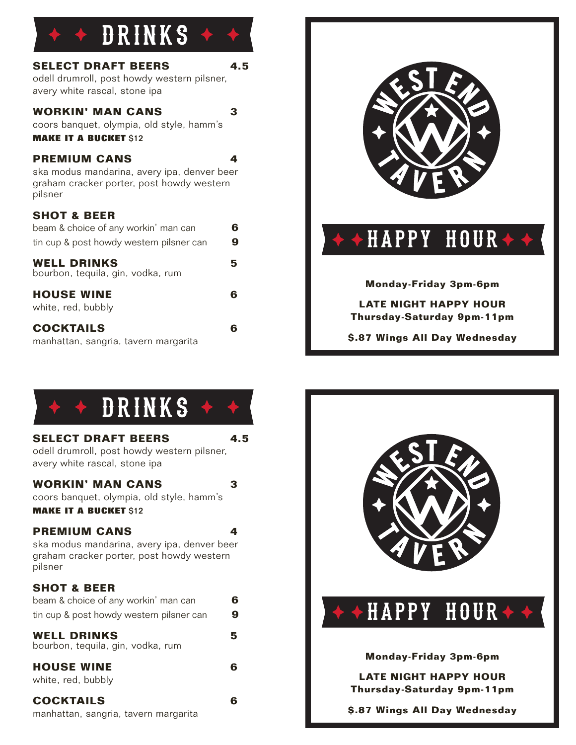# ✦ ✦ DRINKS ✦ ✦

**SELECT DRAFT BEERS** **4.5**
odell drumroll, post howdy western pilsner, avery white rascal, stone ipa

**WORKIN' MAN CANS** **3**
coors banquet, olympia, old style, hamm's
**MAKE IT A BUCKET** $12

**PREMIUM CANS** **4**
ska modus mandarina, avery ipa, denver beer graham cracker porter, post howdy western pilsner

**SHOT & BEER**
beam & choice of any workin' man can **6**
tin cup & post howdy western pilsner can **9**

**WELL DRINKS** **5**
bourbon, tequila, gin, vodka, rum

**HOUSE WINE** **6**
white, red, bubbly

**COCKTAILS** **6**
manhattan, sangria, tavern margarita

WEST END TAVERN

# ✦ ✦ HAPPY HOUR ✦ ✦

**Monday-Friday 3pm-6pm**

**LATE NIGHT HAPPY HOUR**
**Thursday-Saturday 9pm-11pm**

**$.87 Wings All Day Wednesday**

# ✦ ✦ DRINKS ✦ ✦

**SELECT DRAFT BEERS** **4.5**
odell drumroll, post howdy western pilsner, avery white rascal, stone ipa

**WORKIN' MAN CANS** **3**
coors banquet, olympia, old style, hamm's
**MAKE IT A BUCKET** $12

**PREMIUM CANS** **4**
ska modus mandarina, avery ipa, denver beer graham cracker porter, post howdy western pilsner

**SHOT & BEER**
beam & choice of any workin' man can **6**
tin cup & post howdy western pilsner can **9**

**WELL DRINKS** **5**
bourbon, tequila, gin, vodka, rum

**HOUSE WINE** **6**
white, red, bubbly

**COCKTAILS** **6**
manhattan, sangria, tavern margarita

WEST END TAVERN

# ✦ ✦ HAPPY HOUR ✦ ✦

**Monday-Friday 3pm-6pm**

**LATE NIGHT HAPPY HOUR**
**Thursday-Saturday 9pm-11pm**

**$.87 Wings All Day Wednesday**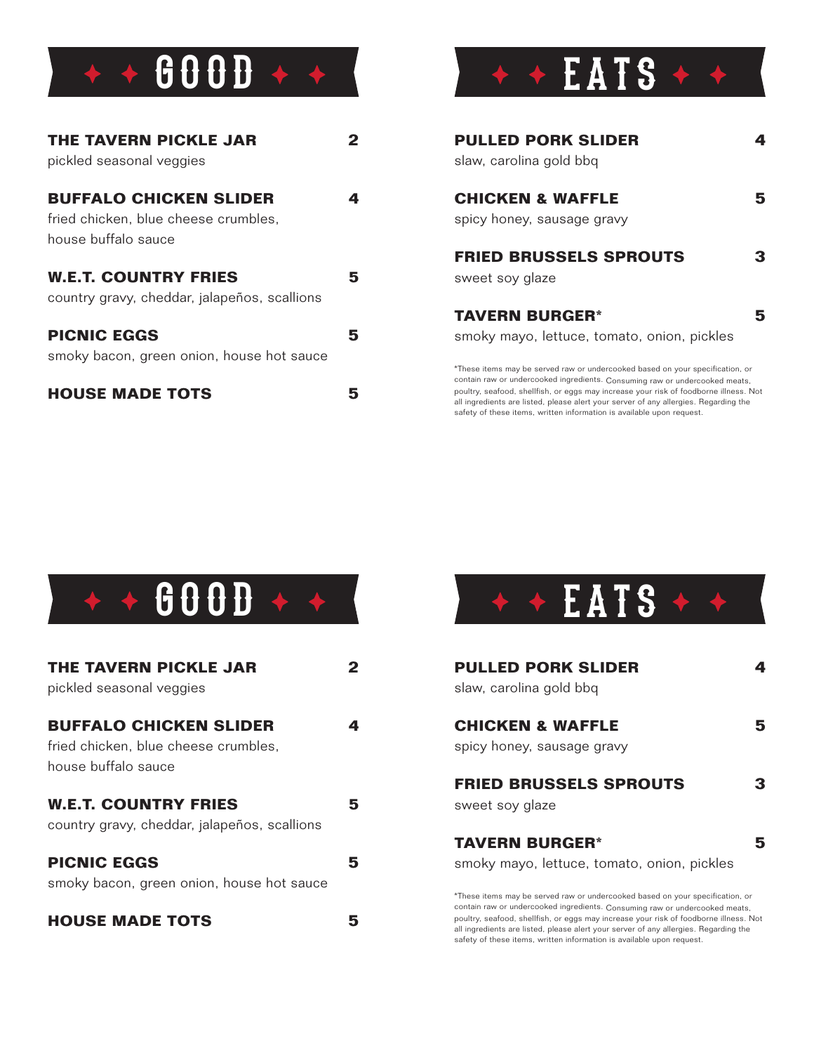# ✦ ✦ GOOD ✦ ✦

**THE TAVERN PICKLE JAR** 2
pickled seasonal veggies

**BUFFALO CHICKEN SLIDER** 4
fried chicken, blue cheese crumbles, house buffalo sauce

**W.E.T. COUNTRY FRIES** 5
country gravy, cheddar, jalapeños, scallions

**PICNIC EGGS** 5
smoky bacon, green onion, house hot sauce

**HOUSE MADE TOTS** 5

# ✦ ✦ EATS ✦ ✦

**PULLED PORK SLIDER** 4
slaw, carolina gold bbq

**CHICKEN & WAFFLE** 5
spicy honey, sausage gravy

**FRIED BRUSSELS SPROUTS** 3
sweet soy glaze

**TAVERN BURGER*** 5
smoky mayo, lettuce, tomato, onion, pickles

*These items may be served raw or undercooked based on your specification, or contain raw or undercooked ingredients. Consuming raw or undercooked meats, poultry, seafood, shellfish, or eggs may increase your risk of foodborne illness. Not all ingredients are listed, please alert your server of any allergies. Regarding the safety of these items, written information is available upon request.

# ✦ ✦ GOOD ✦ ✦

**THE TAVERN PICKLE JAR** 2
pickled seasonal veggies

**BUFFALO CHICKEN SLIDER** 4
fried chicken, blue cheese crumbles, house buffalo sauce

**W.E.T. COUNTRY FRIES** 5
country gravy, cheddar, jalapeños, scallions

**PICNIC EGGS** 5
smoky bacon, green onion, house hot sauce

**HOUSE MADE TOTS** 5

# ✦ ✦ EATS ✦ ✦

**PULLED PORK SLIDER** 4
slaw, carolina gold bbq

**CHICKEN & WAFFLE** 5
spicy honey, sausage gravy

**FRIED BRUSSELS SPROUTS** 3
sweet soy glaze

**TAVERN BURGER*** 5
smoky mayo, lettuce, tomato, onion, pickles

*These items may be served raw or undercooked based on your specification, or contain raw or undercooked ingredients. Consuming raw or undercooked meats, poultry, seafood, shellfish, or eggs may increase your risk of foodborne illness. Not all ingredients are listed, please alert your server of any allergies. Regarding the safety of these items, written information is available upon request.